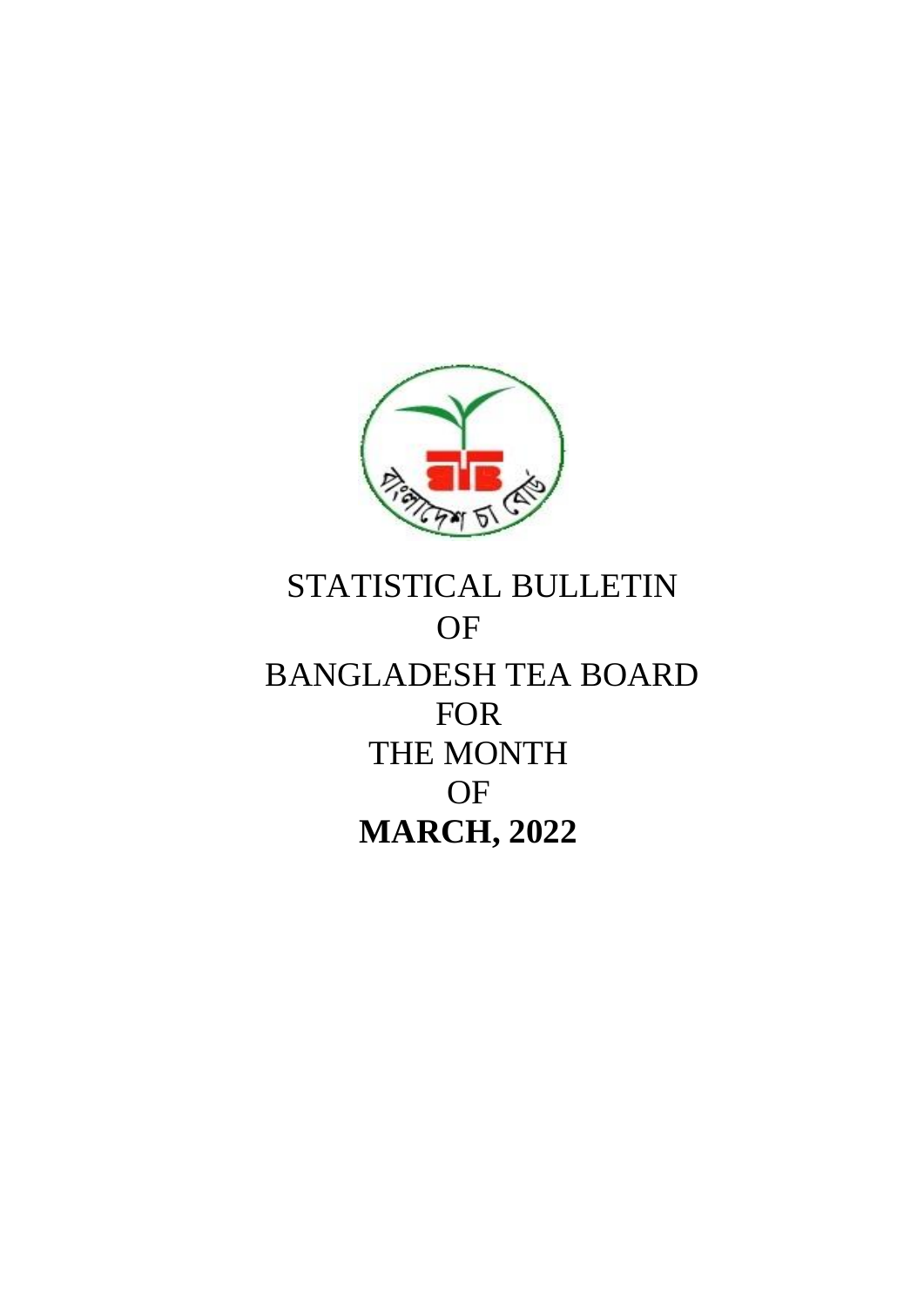STATISTICAL BULLETIN

OF

BANGLADESH TEA BOARD

FOR

THE MONTH

OF

**MARCH, 2022**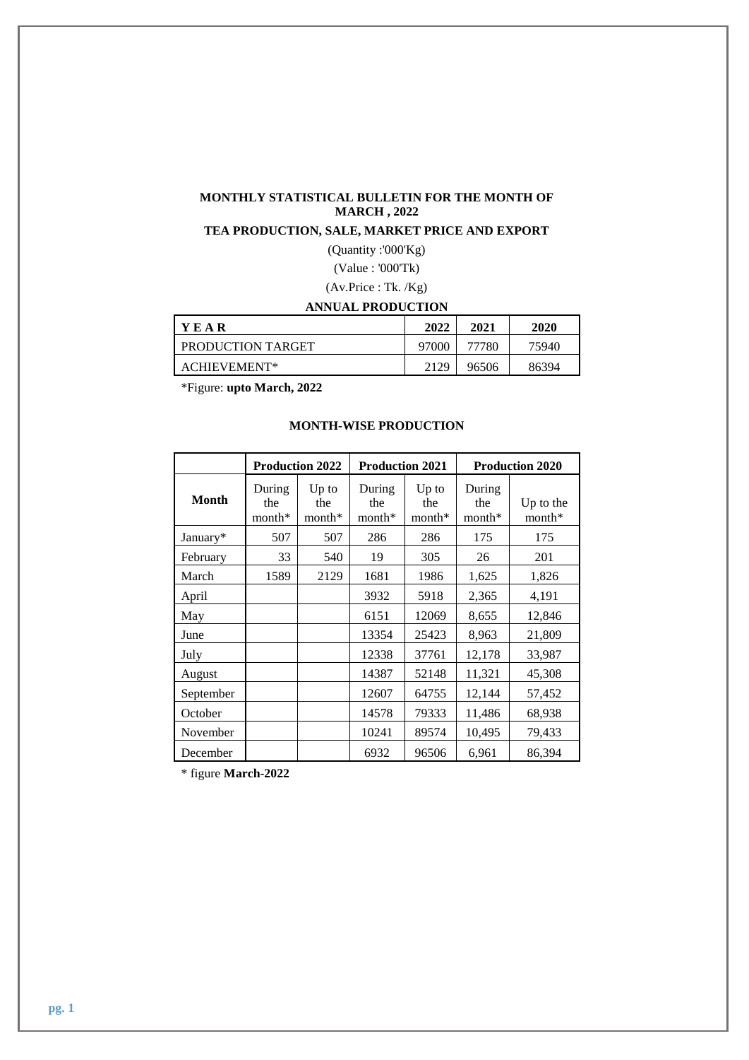**MONTHLY STATISTICAL BULLETIN FOR THE MONTH OF MARCH , 2022**

**TEA PRODUCTION, SALE, MARKET PRICE AND EXPORT**

(Quantity :'000'Kg)

(Value : '000'Tk)

(Av.Price : Tk. /Kg)

**ANNUAL PRODUCTION**

| YEAR | 2022 | 2021 | 2020 |
|---|---|---|---|
| PRODUCTION TARGET | 97000 | 77780 | 75940 |
| ACHIEVEMENT* | 2129 | 96506 | 86394 |

*Figure: **upto March, 2022**

**MONTH-WISE PRODUCTION**

| | Production 2022 | | Production 2021 | | Production 2020 | |
|---|---|---|---|---|---|---|
| Month | During the month* | Up to the month* | During the month* | Up to the month* | During the month* | Up to the month* |
| January* | 507 | 507 | 286 | 286 | 175 | 175 |
| February | 33 | 540 | 19 | 305 | 26 | 201 |
| March | 1589 | 2129 | 1681 | 1986 | 1,625 | 1,826 |
| April | | | 3932 | 5918 | 2,365 | 4,191 |
| May | | | 6151 | 12069 | 8,655 | 12,846 |
| June | | | 13354 | 25423 | 8,963 | 21,809 |
| July | | | 12338 | 37761 | 12,178 | 33,987 |
| August | | | 14387 | 52148 | 11,321 | 45,308 |
| September | | | 12607 | 64755 | 12,144 | 57,452 |
| October | | | 14578 | 79333 | 11,486 | 68,938 |
| November | | | 10241 | 89574 | 10,495 | 79,433 |
| December | | | 6932 | 96506 | 6,961 | 86,394 |

* figure **March-2022**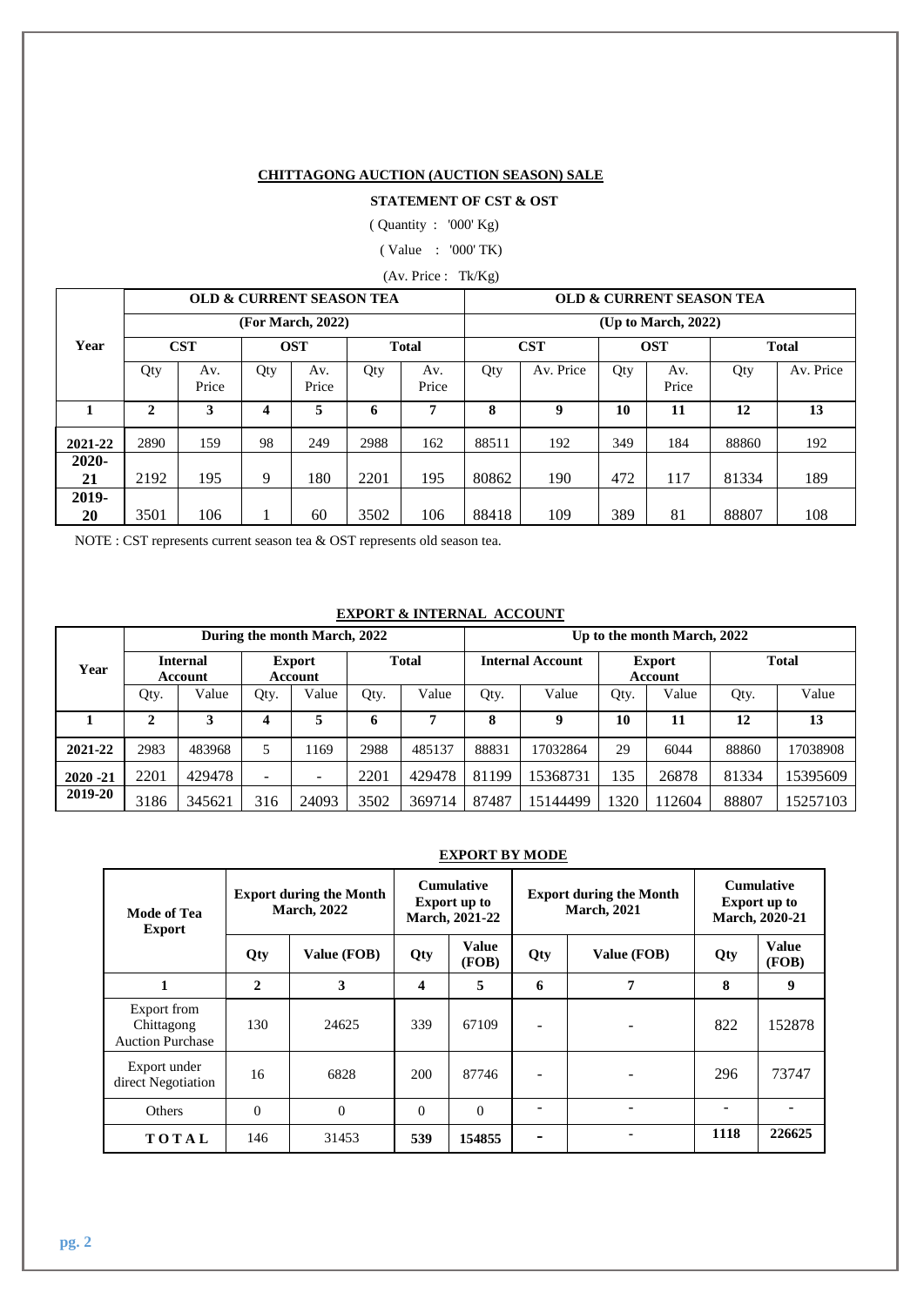**CHITTAGONG AUCTION (AUCTION SEASON) SALE**

**STATEMENT OF CST & OST**

( Quantity : '000' Kg)

( Value : '000' TK)

(Av. Price : Tk/Kg)

| Year | OLD & CURRENT SEASON TEA (For March, 2022) | | | | | | OLD & CURRENT SEASON TEA (Up to March, 2022) | | | | | |
|---|---|---|---|---|---|---|---|---|---|---|---|---|
| | CST | | OST | | Total | | CST | | OST | | Total | |
| | Qty | Av. Price | Qty | Av. Price | Qty | Av. Price | Qty | Av. Price | Qty | Av. Price | Qty | Av. Price |
| **1** | **2** | **3** | **4** | **5** | **6** | **7** | **8** | **9** | **10** | **11** | **12** | **13** |
| **2021-22** | 2890 | 159 | 98 | 249 | 2988 | 162 | 88511 | 192 | 349 | 184 | 88860 | 192 |
| **2020-21** | 2192 | 195 | 9 | 180 | 2201 | 195 | 80862 | 190 | 472 | 117 | 81334 | 189 |
| **2019-20** | 3501 | 106 | 1 | 60 | 3502 | 106 | 88418 | 109 | 389 | 81 | 88807 | 108 |

NOTE : CST represents current season tea & OST represents old season tea.

**EXPORT & INTERNAL ACCOUNT**

| Year | During the month March, 2022 | | | | | | Up to the month March, 2022 | | | | | |
|---|---|---|---|---|---|---|---|---|---|---|---|---|
| | Internal Account | | Export Account | | Total | | Internal Account | | Export Account | | Total | |
| | Qty. | Value | Qty. | Value | Qty. | Value | Qty. | Value | Qty. | Value | Qty. | Value |
| **1** | **2** | **3** | **4** | **5** | **6** | **7** | **8** | **9** | **10** | **11** | **12** | **13** |
| **2021-22** | 2983 | 483968 | 5 | 1169 | 2988 | 485137 | 88831 | 17032864 | 29 | 6044 | 88860 | 17038908 |
| **2020 -21** | 2201 | 429478 | - | - | 2201 | 429478 | 81199 | 15368731 | 135 | 26878 | 81334 | 15395609 |
| **2019-20** | 3186 | 345621 | 316 | 24093 | 3502 | 369714 | 87487 | 15144499 | 1320 | 112604 | 88807 | 15257103 |

**EXPORT BY MODE**

| Mode of Tea Export | Export during the Month March, 2022 | | Cumulative Export up to March, 2021-22 | | Export during the Month March, 2021 | | Cumulative Export up to March, 2020-21 | |
|---|---|---|---|---|---|---|---|---|
| | Qty | Value (FOB) | Qty | Value (FOB) | Qty | Value (FOB) | Qty | Value (FOB) |
| **1** | **2** | **3** | **4** | **5** | **6** | **7** | **8** | **9** |
| Export from Chittagong Auction Purchase | 130 | 24625 | 339 | 67109 | - | - | 822 | 152878 |
| Export under direct Negotiation | 16 | 6828 | 200 | 87746 | - | - | 296 | 73747 |
| Others | 0 | 0 | 0 | 0 | - | - | - | - |
| **TOTAL** | 146 | 31453 | **539** | **154855** | - | - | **1118** | **226625** |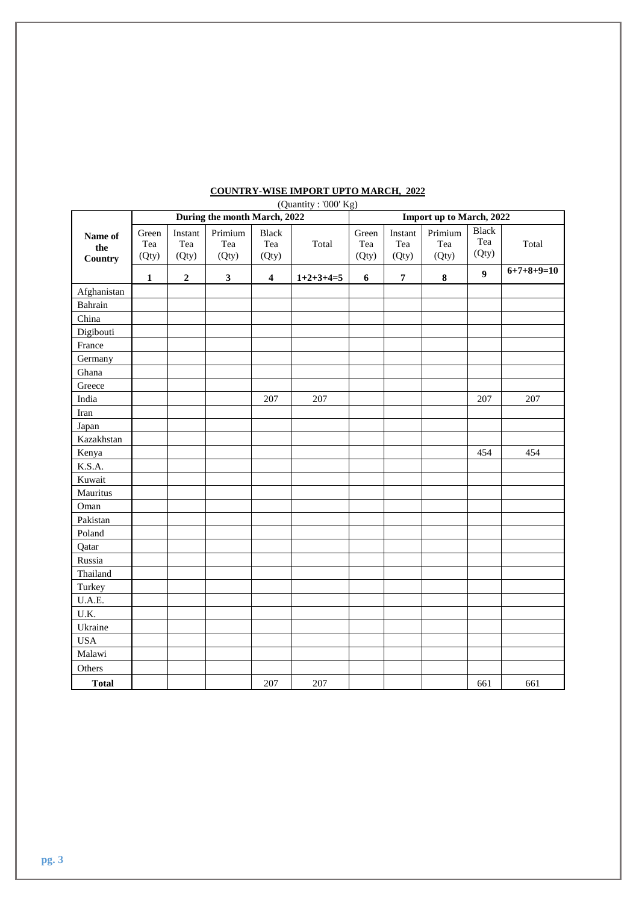**COUNTRY-WISE IMPORT UPTO MARCH, 2022**

(Quantity : '000' Kg)

| Name of the Country | During the month March, 2022 | | | | | Import up to March, 2022 | | | | |
|---|---|---|---|---|---|---|---|---|---|---|
| | Green Tea (Qty) | Instant Tea (Qty) | Primium Tea (Qty) | Black Tea (Qty) | Total | Green Tea (Qty) | Instant Tea (Qty) | Primium Tea (Qty) | Black Tea (Qty) | Total |
| | **1** | **2** | **3** | **4** | **1+2+3+4=5** | **6** | **7** | **8** | **9** | **6+7+8+9=10** |
| Afghanistan | | | | | | | | | | |
| Bahrain | | | | | | | | | | |
| China | | | | | | | | | | |
| Digibouti | | | | | | | | | | |
| France | | | | | | | | | | |
| Germany | | | | | | | | | | |
| Ghana | | | | | | | | | | |
| Greece | | | | | | | | | | |
| India | | | | 207 | 207 | | | | 207 | 207 |
| Iran | | | | | | | | | | |
| Japan | | | | | | | | | | |
| Kazakhstan | | | | | | | | | | |
| Kenya | | | | | | | | | 454 | 454 |
| K.S.A. | | | | | | | | | | |
| Kuwait | | | | | | | | | | |
| Mauritus | | | | | | | | | | |
| Oman | | | | | | | | | | |
| Pakistan | | | | | | | | | | |
| Poland | | | | | | | | | | |
| Qatar | | | | | | | | | | |
| Russia | | | | | | | | | | |
| Thailand | | | | | | | | | | |
| Turkey | | | | | | | | | | |
| U.A.E. | | | | | | | | | | |
| U.K. | | | | | | | | | | |
| Ukraine | | | | | | | | | | |
| USA | | | | | | | | | | |
| Malawi | | | | | | | | | | |
| Others | | | | | | | | | | |
| **Total** | | | | 207 | 207 | | | | 661 | 661 |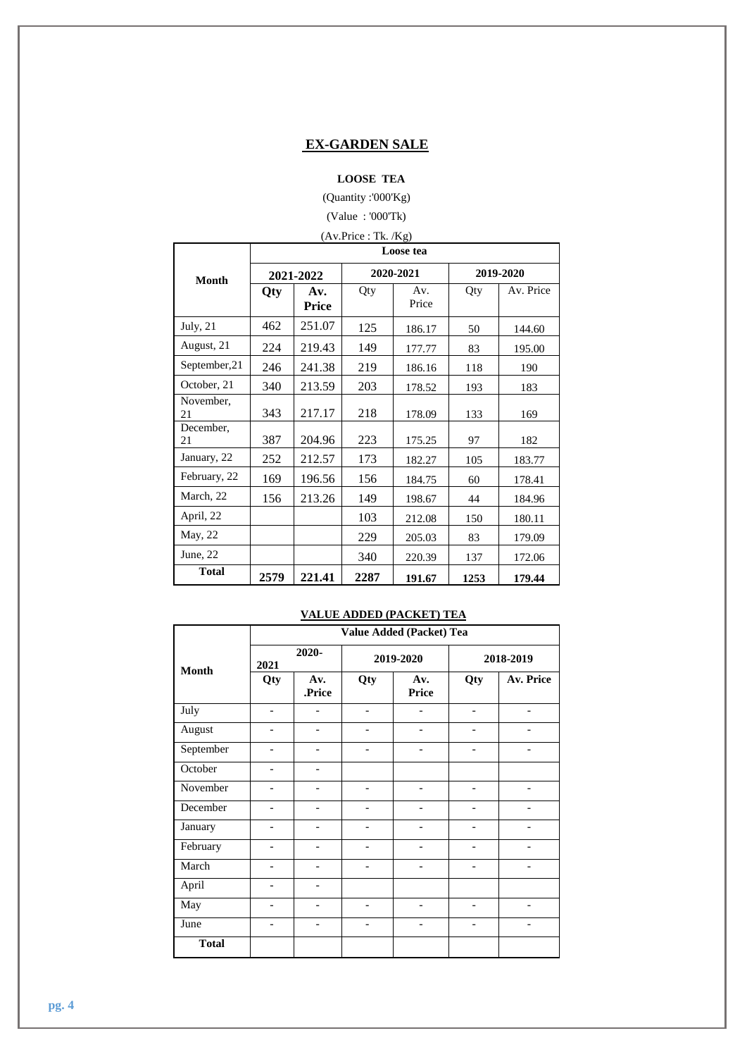## EX-GARDEN SALE

**LOOSE TEA**

(Quantity :'000'Kg)

(Value : '000'Tk)

(Av.Price : Tk. /Kg)

| Month | Loose tea | | | | | |
|---|---|---|---|---|---|---|
| | 2021-2022 | | 2020-2021 | | 2019-2020 | |
| | Qty | Av. Price | Qty | Av. Price | Qty | Av. Price |
| July, 21 | 462 | 251.07 | 125 | 186.17 | 50 | 144.60 |
| August, 21 | 224 | 219.43 | 149 | 177.77 | 83 | 195.00 |
| September,21 | 246 | 241.38 | 219 | 186.16 | 118 | 190 |
| October, 21 | 340 | 213.59 | 203 | 178.52 | 193 | 183 |
| November, 21 | 343 | 217.17 | 218 | 178.09 | 133 | 169 |
| December, 21 | 387 | 204.96 | 223 | 175.25 | 97 | 182 |
| January, 22 | 252 | 212.57 | 173 | 182.27 | 105 | 183.77 |
| February, 22 | 169 | 196.56 | 156 | 184.75 | 60 | 178.41 |
| March, 22 | 156 | 213.26 | 149 | 198.67 | 44 | 184.96 |
| April, 22 | | | 103 | 212.08 | 150 | 180.11 |
| May, 22 | | | 229 | 205.03 | 83 | 179.09 |
| June, 22 | | | 340 | 220.39 | 137 | 172.06 |
| **Total** | **2579** | **221.41** | **2287** | **191.67** | **1253** | **179.44** |

**VALUE ADDED (PACKET) TEA**

| Month | Value Added (Packet) Tea | | | | | |
|---|---|---|---|---|---|---|
| | 2020-2021 | | 2019-2020 | | 2018-2019 | |
| | Qty | Av. .Price | Qty | Av. Price | Qty | Av. Price |
| July | - | - | - | - | - | - |
| August | - | - | - | - | - | - |
| September | - | - | - | - | - | - |
| October | - | - | | | | |
| November | - | - | - | - | - | - |
| December | - | - | - | - | - | - |
| January | - | - | - | - | - | - |
| February | - | - | - | - | - | - |
| March | - | - | - | - | - | - |
| April | - | - | | | | |
| May | - | - | - | - | - | - |
| June | - | - | - | - | - | - |
| **Total** | | | | | | |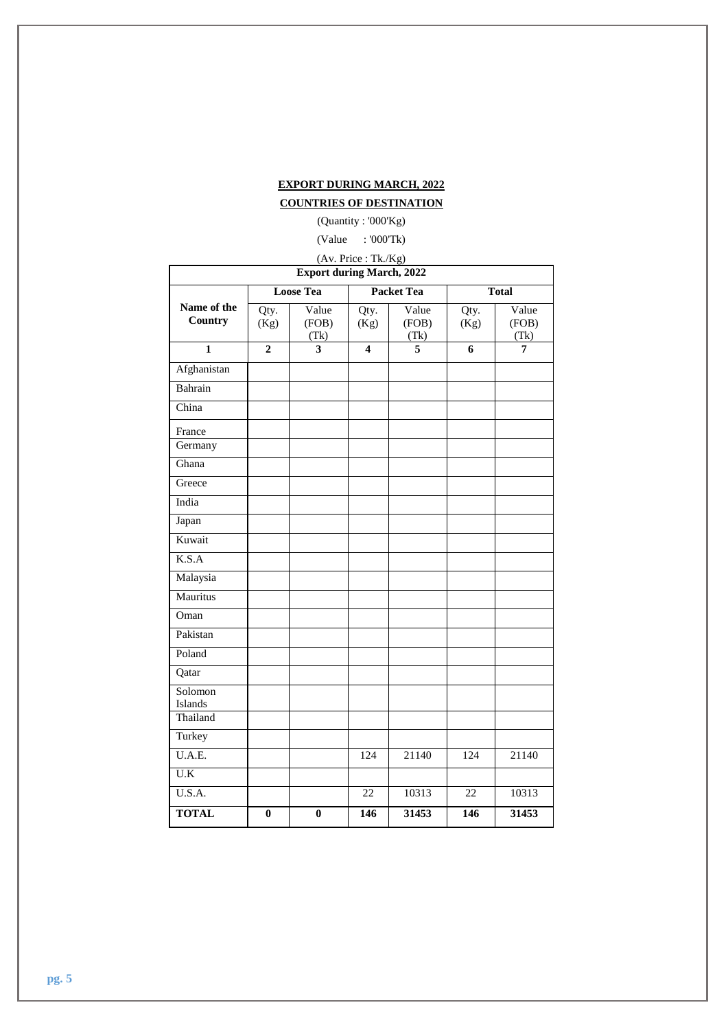**EXPORT DURING MARCH, 2022**

**COUNTRIES OF DESTINATION**

(Quantity : '000'Kg)

(Value : '000'Tk)

(Av. Price : Tk./Kg)

| Export during March, 2022 | | | | | | |
|---|---|---|---|---|---|---|
| | **Loose Tea** | | **Packet Tea** | | **Total** | |
| **Name of the Country** | Qty. (Kg) | Value (FOB) (Tk) | Qty. (Kg) | Value (FOB) (Tk) | Qty. (Kg) | Value (FOB) (Tk) |
| **1** | **2** | **3** | **4** | **5** | **6** | **7** |
| Afghanistan | | | | | | |
| Bahrain | | | | | | |
| China | | | | | | |
| France | | | | | | |
| Germany | | | | | | |
| Ghana | | | | | | |
| Greece | | | | | | |
| India | | | | | | |
| Japan | | | | | | |
| Kuwait | | | | | | |
| K.S.A | | | | | | |
| Malaysia | | | | | | |
| Mauritus | | | | | | |
| Oman | | | | | | |
| Pakistan | | | | | | |
| Poland | | | | | | |
| Qatar | | | | | | |
| Solomon Islands | | | | | | |
| Thailand | | | | | | |
| Turkey | | | | | | |
| U.A.E. | | | 124 | 21140 | 124 | 21140 |
| U.K | | | | | | |
| U.S.A. | | | 22 | 10313 | 22 | 10313 |
| **TOTAL** | **0** | **0** | **146** | **31453** | **146** | **31453** |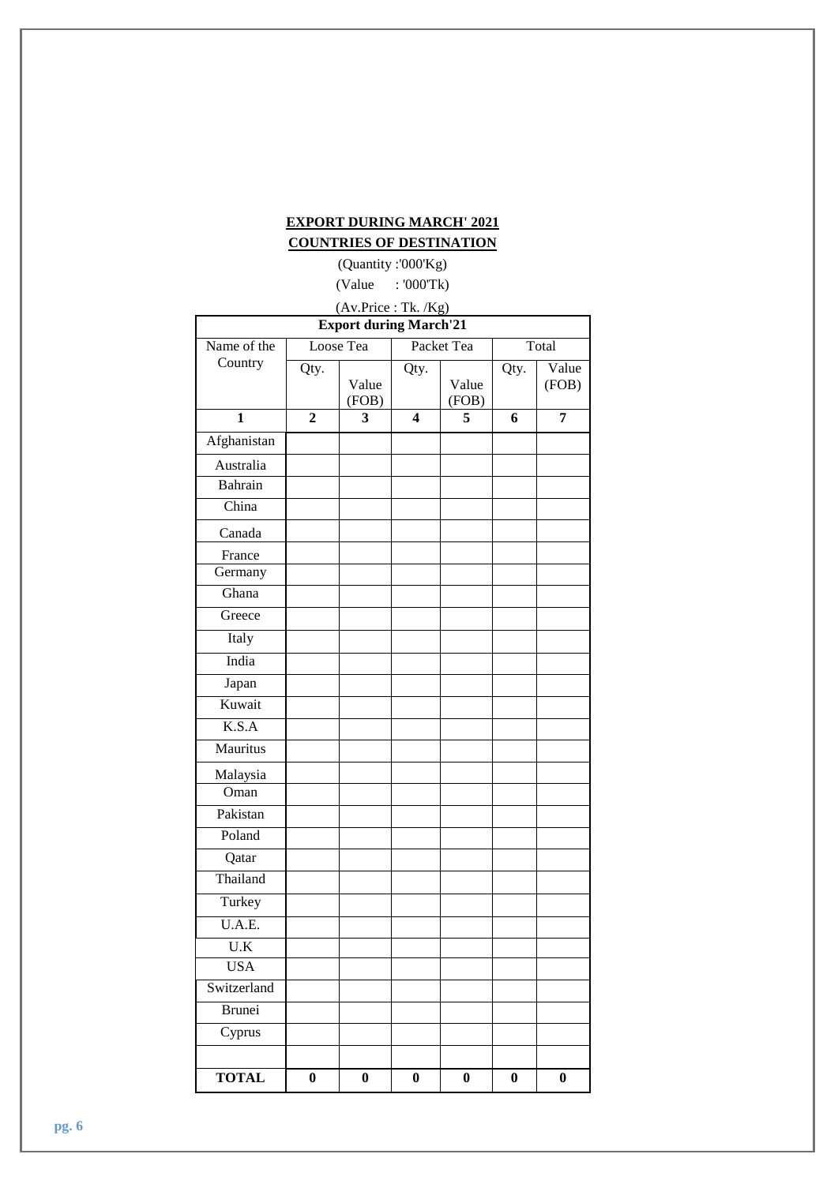**EXPORT DURING MARCH' 2021**

**COUNTRIES OF DESTINATION**

(Quantity :'000'Kg)

(Value : '000'Tk)

(Av.Price : Tk. /Kg)

| Export during March'21 | | | | | | |
|---|---|---|---|---|---|---|
| Name of the Country | Loose Tea | | Packet Tea | | Total | |
| | Qty. | Value (FOB) | Qty. | Value (FOB) | Qty. | Value (FOB) |
| **1** | **2** | **3** | **4** | **5** | **6** | **7** |
| Afghanistan | | | | | | |
| Australia | | | | | | |
| Bahrain | | | | | | |
| China | | | | | | |
| Canada | | | | | | |
| France | | | | | | |
| Germany | | | | | | |
| Ghana | | | | | | |
| Greece | | | | | | |
| Italy | | | | | | |
| India | | | | | | |
| Japan | | | | | | |
| Kuwait | | | | | | |
| K.S.A | | | | | | |
| Mauritus | | | | | | |
| Malaysia | | | | | | |
| Oman | | | | | | |
| Pakistan | | | | | | |
| Poland | | | | | | |
| Qatar | | | | | | |
| Thailand | | | | | | |
| Turkey | | | | | | |
| U.A.E. | | | | | | |
| U.K | | | | | | |
| USA | | | | | | |
| Switzerland | | | | | | |
| Brunei | | | | | | |
| Cyprus | | | | | | |
| | | | | | | |
| **TOTAL** | **0** | **0** | **0** | **0** | **0** | **0** |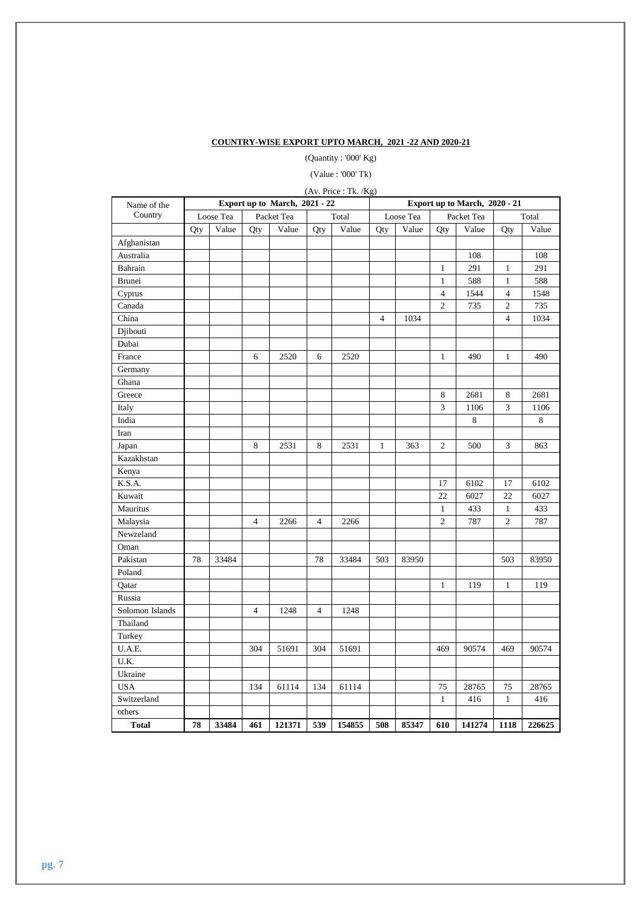**COUNTRY-WISE EXPORT UPTO MARCH, 2021 -22 AND 2020-21**

(Quantity : '000' Kg)

(Value : '000' Tk)

(Av. Price : Tk. /Kg)

| Name of the Country | Export up to March, 2021 - 22 | | | | | | Export up to March, 2020 - 21 | | | | | |
|---|---|---|---|---|---|---|---|---|---|---|---|---|
| | Loose Tea | | Packet Tea | | Total | | Loose Tea | | Packet Tea | | Total | |
| | Qty | Value | Qty | Value | Qty | Value | Qty | Value | Qty | Value | Qty | Value |
| Afghanistan | | | | | | | | | | | | |
| Australia | | | | | | | | | | 108 | | 108 |
| Bahrain | | | | | | | | | 1 | 291 | 1 | 291 |
| Brunei | | | | | | | | | 1 | 588 | 1 | 588 |
| Cyprus | | | | | | | | | 4 | 1544 | 4 | 1548 |
| Canada | | | | | | | | | 2 | 735 | 2 | 735 |
| China | | | | | | | 4 | 1034 | | | 4 | 1034 |
| Djibouti | | | | | | | | | | | | |
| Dubai | | | | | | | | | | | | |
| France | | | 6 | 2520 | 6 | 2520 | | | 1 | 490 | 1 | 490 |
| Germany | | | | | | | | | | | | |
| Ghana | | | | | | | | | | | | |
| Greece | | | | | | | | | 8 | 2681 | 8 | 2681 |
| Italy | | | | | | | | | 3 | 1106 | 3 | 1106 |
| India | | | | | | | | | | 8 | | 8 |
| Iran | | | | | | | | | | | | |
| Japan | | | 8 | 2531 | 8 | 2531 | 1 | 363 | 2 | 500 | 3 | 863 |
| Kazakhstan | | | | | | | | | | | | |
| Kenya | | | | | | | | | | | | |
| K.S.A. | | | | | | | | | 17 | 6102 | 17 | 6102 |
| Kuwait | | | | | | | | | 22 | 6027 | 22 | 6027 |
| Mauritus | | | | | | | | | 1 | 433 | 1 | 433 |
| Malaysia | | | 4 | 2266 | 4 | 2266 | | | 2 | 787 | 2 | 787 |
| Newzeland | | | | | | | | | | | | |
| Oman | | | | | | | | | | | | |
| Pakistan | 78 | 33484 | | | 78 | 33484 | 503 | 83950 | | | 503 | 83950 |
| Poland | | | | | | | | | | | | |
| Qatar | | | | | | | | | 1 | 119 | 1 | 119 |
| Russia | | | | | | | | | | | | |
| Solomon Islands | | | 4 | 1248 | 4 | 1248 | | | | | | |
| Thailand | | | | | | | | | | | | |
| Turkey | | | | | | | | | | | | |
| U.A.E. | | | 304 | 51691 | 304 | 51691 | | | 469 | 90574 | 469 | 90574 |
| U.K. | | | | | | | | | | | | |
| Ukraine | | | | | | | | | | | | |
| USA | | | 134 | 61114 | 134 | 61114 | | | 75 | 28765 | 75 | 28765 |
| Switzerland | | | | | | | | | 1 | 416 | 1 | 416 |
| others | | | | | | | | | | | | |
| **Total** | **78** | **33484** | **461** | **121371** | **539** | **154855** | **508** | **85347** | **610** | **141274** | **1118** | **226625** |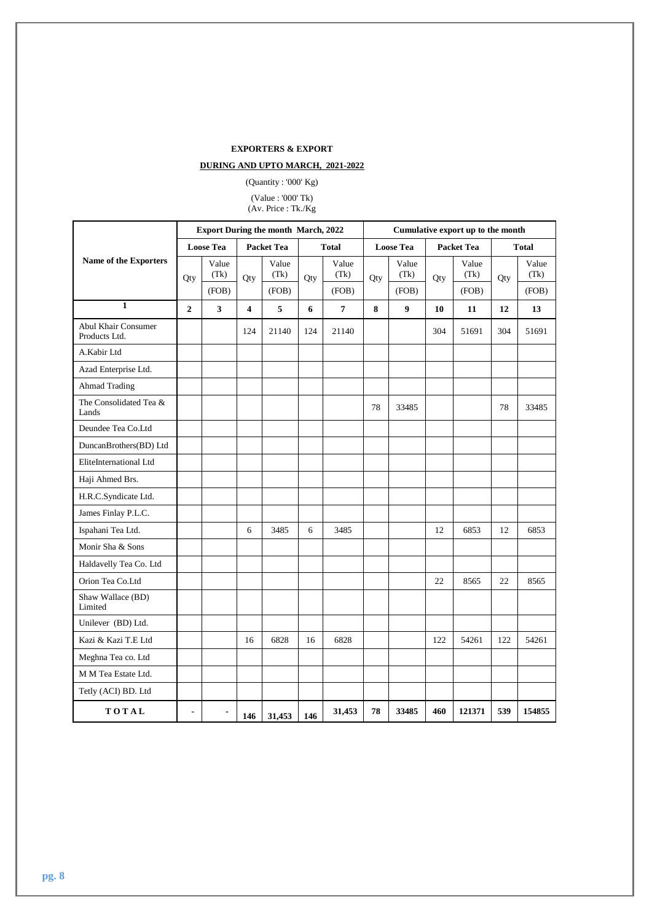**EXPORTERS & EXPORT**

**DURING AND UPTO MARCH, 2021-2022**

(Quantity : '000' Kg)

(Value : '000' Tk)
(Av. Price : Tk./Kg

| Name of the Exporters | Export During the month March, 2022 | | | | | | Cumulative export up to the month | | | | | |
|---|---|---|---|---|---|---|---|---|---|---|---|---|
| | Loose Tea | | Packet Tea | | Total | | Loose Tea | | Packet Tea | | Total | |
| | Qty | Value (Tk) (FOB) | Qty | Value (Tk) (FOB) | Qty | Value (Tk) (FOB) | Qty | Value (Tk) (FOB) | Qty | Value (Tk) (FOB) | Qty | Value (Tk) (FOB) |
| **1** | **2** | **3** | **4** | **5** | **6** | **7** | **8** | **9** | **10** | **11** | **12** | **13** |
| Abul Khair Consumer Products Ltd. | | | 124 | 21140 | 124 | 21140 | | | 304 | 51691 | 304 | 51691 |
| A.Kabir Ltd | | | | | | | | | | | | |
| Azad Enterprise Ltd. | | | | | | | | | | | | |
| Ahmad Trading | | | | | | | | | | | | |
| The Consolidated Tea & Lands | | | | | | | 78 | 33485 | | | 78 | 33485 |
| Deundee Tea Co.Ltd | | | | | | | | | | | | |
| DuncanBrothers(BD) Ltd | | | | | | | | | | | | |
| EliteInternational Ltd | | | | | | | | | | | | |
| Haji Ahmed Brs. | | | | | | | | | | | | |
| H.R.C.Syndicate Ltd. | | | | | | | | | | | | |
| James Finlay P.L.C. | | | | | | | | | | | | |
| Ispahani Tea Ltd. | | | 6 | 3485 | 6 | 3485 | | | 12 | 6853 | 12 | 6853 |
| Monir Sha & Sons | | | | | | | | | | | | |
| Haldavelly Tea Co. Ltd | | | | | | | | | | | | |
| Orion Tea Co.Ltd | | | | | | | | | 22 | 8565 | 22 | 8565 |
| Shaw Wallace (BD) Limited | | | | | | | | | | | | |
| Unilever (BD) Ltd. | | | | | | | | | | | | |
| Kazi & Kazi T.E Ltd | | | 16 | 6828 | 16 | 6828 | | | 122 | 54261 | 122 | 54261 |
| Meghna Tea co. Ltd | | | | | | | | | | | | |
| M M Tea Estate Ltd. | | | | | | | | | | | | |
| Tetly (ACI) BD. Ltd | | | | | | | | | | | | |
| **TOTAL** | **-** | **-** | **146** | **31,453** | **146** | **31,453** | **78** | **33485** | **460** | **121371** | **539** | **154855** |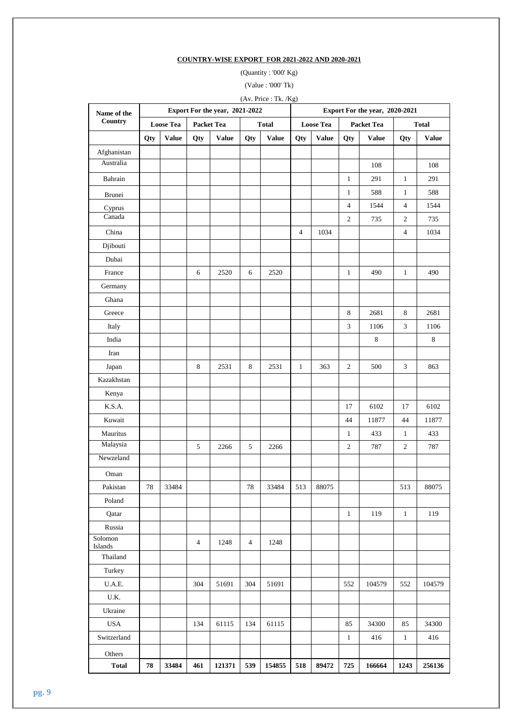**COUNTRY-WISE EXPORT FOR 2021-2022 AND 2020-2021**

(Quantity : '000' Kg)

(Value : '000' Tk)

(Av. Price : Tk. /Kg)

| Name of the Country | Export For the year, 2021-2022 | | | | | | Export For the year, 2020-2021 | | | | | |
|---|---|---|---|---|---|---|---|---|---|---|---|---|
| | Loose Tea | | Packet Tea | | Total | | Loose Tea | | Packet Tea | | Total | |
| | Qty | Value | Qty | Value | Qty | Value | Qty | Value | Qty | Value | Qty | Value |
| Afghanistan | | | | | | | | | | | | |
| Australia | | | | | | | | | | 108 | | 108 |
| Bahrain | | | | | | | | | 1 | 291 | 1 | 291 |
| Brunei | | | | | | | | | 1 | 588 | 1 | 588 |
| Cyprus | | | | | | | | | 4 | 1544 | 4 | 1544 |
| Canada | | | | | | | | | 2 | 735 | 2 | 735 |
| China | | | | | | | 4 | 1034 | | | 4 | 1034 |
| Djibouti | | | | | | | | | | | | |
| Dubai | | | | | | | | | | | | |
| France | | | 6 | 2520 | 6 | 2520 | | | 1 | 490 | 1 | 490 |
| Germany | | | | | | | | | | | | |
| Ghana | | | | | | | | | | | | |
| Greece | | | | | | | | | 8 | 2681 | 8 | 2681 |
| Italy | | | | | | | | | 3 | 1106 | 3 | 1106 |
| India | | | | | | | | | | 8 | | 8 |
| Iran | | | | | | | | | | | | |
| Japan | | | 8 | 2531 | 8 | 2531 | 1 | 363 | 2 | 500 | 3 | 863 |
| Kazakhstan | | | | | | | | | | | | |
| Kenya | | | | | | | | | | | | |
| K.S.A. | | | | | | | | | 17 | 6102 | 17 | 6102 |
| Kuwait | | | | | | | | | 44 | 11877 | 44 | 11877 |
| Mauritus | | | | | | | | | 1 | 433 | 1 | 433 |
| Malaysia | | | 5 | 2266 | 5 | 2266 | | | 2 | 787 | 2 | 787 |
| Newzeland | | | | | | | | | | | | |
| Oman | | | | | | | | | | | | |
| Pakistan | 78 | 33484 | | | 78 | 33484 | 513 | 88075 | | | 513 | 88075 |
| Poland | | | | | | | | | | | | |
| Qatar | | | | | | | | | 1 | 119 | 1 | 119 |
| Russia | | | | | | | | | | | | |
| Solomon Islands | | | 4 | 1248 | 4 | 1248 | | | | | | |
| Thailand | | | | | | | | | | | | |
| Turkey | | | | | | | | | | | | |
| U.A.E. | | | 304 | 51691 | 304 | 51691 | | | 552 | 104579 | 552 | 104579 |
| U.K. | | | | | | | | | | | | |
| Ukraine | | | | | | | | | | | | |
| USA | | | 134 | 61115 | 134 | 61115 | | | 85 | 34300 | 85 | 34300 |
| Switzerland | | | | | | | | | 1 | 416 | 1 | 416 |
| Others | | | | | | | | | | | | |
| **Total** | **78** | **33484** | **461** | **121371** | **539** | **154855** | **518** | **89472** | **725** | **166664** | **1243** | **256136** |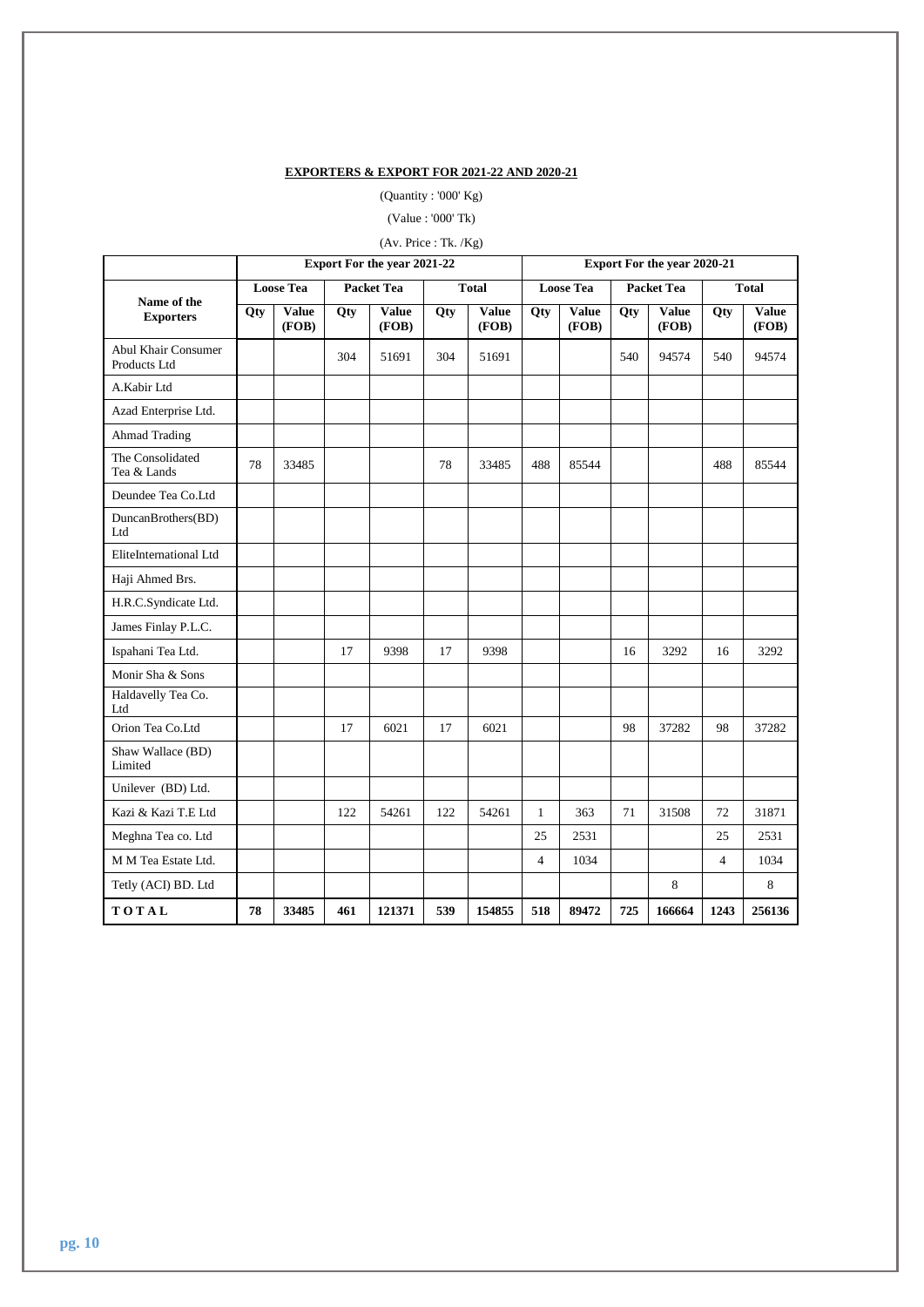**EXPORTERS & EXPORT FOR 2021-22 AND 2020-21**

(Quantity : '000' Kg)

(Value : '000' Tk)

(Av. Price : Tk. /Kg)

| | Export For the year 2021-22 | | | | | | Export For the year 2020-21 | | | | | |
|---|---|---|---|---|---|---|---|---|---|---|---|---|
| Name of the Exporters | Loose Tea | | Packet Tea | | Total | | Loose Tea | | Packet Tea | | Total | |
| | Qty | Value (FOB) | Qty | Value (FOB) | Qty | Value (FOB) | Qty | Value (FOB) | Qty | Value (FOB) | Qty | Value (FOB) |
| Abul Khair Consumer Products Ltd | | | 304 | 51691 | 304 | 51691 | | | 540 | 94574 | 540 | 94574 |
| A.Kabir Ltd | | | | | | | | | | | | |
| Azad Enterprise Ltd. | | | | | | | | | | | | |
| Ahmad Trading | | | | | | | | | | | | |
| The Consolidated Tea & Lands | 78 | 33485 | | | 78 | 33485 | 488 | 85544 | | | 488 | 85544 |
| Deundee Tea Co.Ltd | | | | | | | | | | | | |
| DuncanBrothers(BD) Ltd | | | | | | | | | | | | |
| EliteInternational Ltd | | | | | | | | | | | | |
| Haji Ahmed Brs. | | | | | | | | | | | | |
| H.R.C.Syndicate Ltd. | | | | | | | | | | | | |
| James Finlay P.L.C. | | | | | | | | | | | | |
| Ispahani Tea Ltd. | | | 17 | 9398 | 17 | 9398 | | | 16 | 3292 | 16 | 3292 |
| Monir Sha & Sons | | | | | | | | | | | | |
| Haldavelly Tea Co. Ltd | | | | | | | | | | | | |
| Orion Tea Co.Ltd | | | 17 | 6021 | 17 | 6021 | | | 98 | 37282 | 98 | 37282 |
| Shaw Wallace (BD) Limited | | | | | | | | | | | | |
| Unilever (BD) Ltd. | | | | | | | | | | | | |
| Kazi & Kazi T.E Ltd | | | 122 | 54261 | 122 | 54261 | 1 | 363 | 71 | 31508 | 72 | 31871 |
| Meghna Tea co. Ltd | | | | | | | 25 | 2531 | | | 25 | 2531 |
| M M Tea Estate Ltd. | | | | | | | 4 | 1034 | | | 4 | 1034 |
| Tetly (ACI) BD. Ltd | | | | | | | | | | 8 | | 8 |
| **TOTAL** | **78** | **33485** | **461** | **121371** | **539** | **154855** | **518** | **89472** | **725** | **166664** | **1243** | **256136** |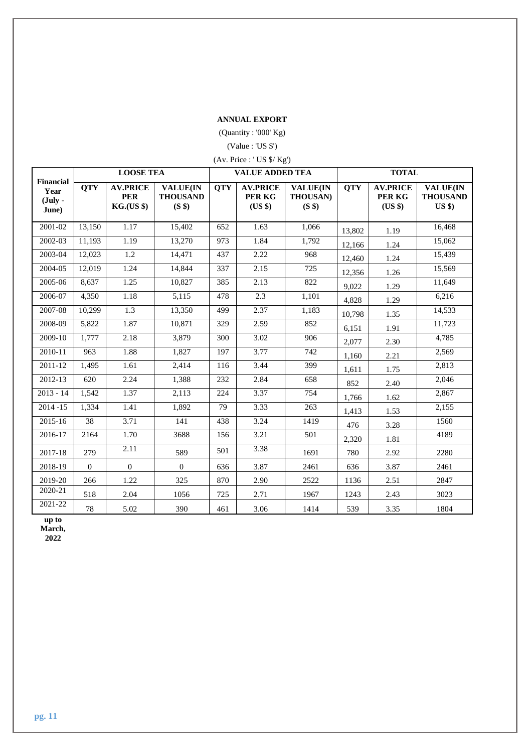**ANNUAL EXPORT**

(Quantity : '000' Kg)

(Value : 'US $')

(Av. Price : ' US $/ Kg')

| Financial Year (July - June) | LOOSE TEA | | | VALUE ADDED TEA | | | TOTAL | | |
|---|---|---|---|---|---|---|---|---|---|
| | QTY | AV.PRICE PER KG.(US $) | VALUE(IN THOUSAND (S $) | QTY | AV.PRICE PER KG (US $) | VALUE(IN THOUSAN) (S $) | QTY | AV.PRICE PER KG (US $) | VALUE(IN THOUSAND US $) |
| 2001-02 | 13,150 | 1.17 | 15,402 | 652 | 1.63 | 1,066 | 13,802 | 1.19 | 16,468 |
| 2002-03 | 11,193 | 1.19 | 13,270 | 973 | 1.84 | 1,792 | 12,166 | 1.24 | 15,062 |
| 2003-04 | 12,023 | 1.2 | 14,471 | 437 | 2.22 | 968 | 12,460 | 1.24 | 15,439 |
| 2004-05 | 12,019 | 1.24 | 14,844 | 337 | 2.15 | 725 | 12,356 | 1.26 | 15,569 |
| 2005-06 | 8,637 | 1.25 | 10,827 | 385 | 2.13 | 822 | 9,022 | 1.29 | 11,649 |
| 2006-07 | 4,350 | 1.18 | 5,115 | 478 | 2.3 | 1,101 | 4,828 | 1.29 | 6,216 |
| 2007-08 | 10,299 | 1.3 | 13,350 | 499 | 2.37 | 1,183 | 10,798 | 1.35 | 14,533 |
| 2008-09 | 5,822 | 1.87 | 10,871 | 329 | 2.59 | 852 | 6,151 | 1.91 | 11,723 |
| 2009-10 | 1,777 | 2.18 | 3,879 | 300 | 3.02 | 906 | 2,077 | 2.30 | 4,785 |
| 2010-11 | 963 | 1.88 | 1,827 | 197 | 3.77 | 742 | 1,160 | 2.21 | 2,569 |
| 2011-12 | 1,495 | 1.61 | 2,414 | 116 | 3.44 | 399 | 1,611 | 1.75 | 2,813 |
| 2012-13 | 620 | 2.24 | 1,388 | 232 | 2.84 | 658 | 852 | 2.40 | 2,046 |
| 2013 - 14 | 1,542 | 1.37 | 2,113 | 224 | 3.37 | 754 | 1,766 | 1.62 | 2,867 |
| 2014 -15 | 1,334 | 1.41 | 1,892 | 79 | 3.33 | 263 | 1,413 | 1.53 | 2,155 |
| 2015-16 | 38 | 3.71 | 141 | 438 | 3.24 | 1419 | 476 | 3.28 | 1560 |
| 2016-17 | 2164 | 1.70 | 3688 | 156 | 3.21 | 501 | 2,320 | 1.81 | 4189 |
| 2017-18 | 279 | 2.11 | 589 | 501 | 3.38 | 1691 | 780 | 2.92 | 2280 |
| 2018-19 | 0 | 0 | 0 | 636 | 3.87 | 2461 | 636 | 3.87 | 2461 |
| 2019-20 | 266 | 1.22 | 325 | 870 | 2.90 | 2522 | 1136 | 2.51 | 2847 |
| 2020-21 | 518 | 2.04 | 1056 | 725 | 2.71 | 1967 | 1243 | 2.43 | 3023 |
| 2021-22 up to March, 2022 | 78 | 5.02 | 390 | 461 | 3.06 | 1414 | 539 | 3.35 | 1804 |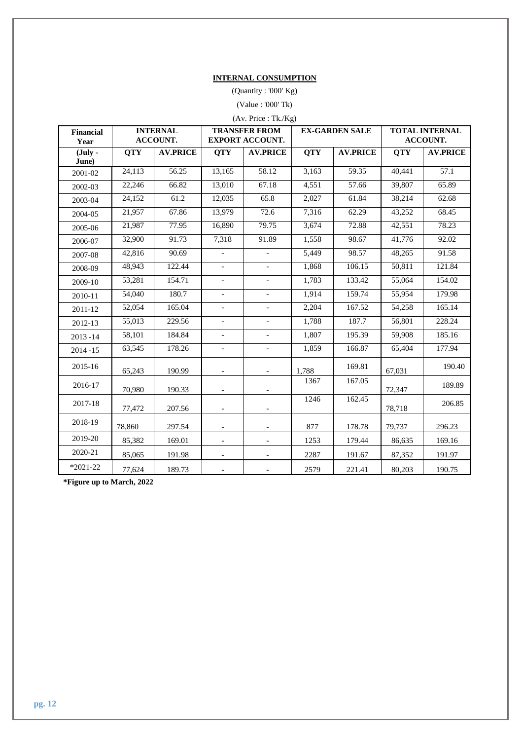**INTERNAL CONSUMPTION**

(Quantity : '000' Kg)

(Value : '000' Tk)

(Av. Price : Tk./Kg)

| Financial Year | INTERNAL ACCOUNT. | | TRANSFER FROM EXPORT ACCOUNT. | | EX-GARDEN SALE | | TOTAL INTERNAL ACCOUNT. | |
|---|---|---|---|---|---|---|---|---|
| (July - June) | QTY | AV.PRICE | QTY | AV.PRICE | QTY | AV.PRICE | QTY | AV.PRICE |
| 2001-02 | 24,113 | 56.25 | 13,165 | 58.12 | 3,163 | 59.35 | 40,441 | 57.1 |
| 2002-03 | 22,246 | 66.82 | 13,010 | 67.18 | 4,551 | 57.66 | 39,807 | 65.89 |
| 2003-04 | 24,152 | 61.2 | 12,035 | 65.8 | 2,027 | 61.84 | 38,214 | 62.68 |
| 2004-05 | 21,957 | 67.86 | 13,979 | 72.6 | 7,316 | 62.29 | 43,252 | 68.45 |
| 2005-06 | 21,987 | 77.95 | 16,890 | 79.75 | 3,674 | 72.88 | 42,551 | 78.23 |
| 2006-07 | 32,900 | 91.73 | 7,318 | 91.89 | 1,558 | 98.67 | 41,776 | 92.02 |
| 2007-08 | 42,816 | 90.69 | - | - | 5,449 | 98.57 | 48,265 | 91.58 |
| 2008-09 | 48,943 | 122.44 | - | - | 1,868 | 106.15 | 50,811 | 121.84 |
| 2009-10 | 53,281 | 154.71 | - | - | 1,783 | 133.42 | 55,064 | 154.02 |
| 2010-11 | 54,040 | 180.7 | - | - | 1,914 | 159.74 | 55,954 | 179.98 |
| 2011-12 | 52,054 | 165.04 | - | - | 2,204 | 167.52 | 54,258 | 165.14 |
| 2012-13 | 55,013 | 229.56 | - | - | 1,788 | 187.7 | 56,801 | 228.24 |
| 2013 -14 | 58,101 | 184.84 | - | - | 1,807 | 195.39 | 59,908 | 185.16 |
| 2014 -15 | 63,545 | 178.26 | - | - | 1,859 | 166.87 | 65,404 | 177.94 |
| 2015-16 | 65,243 | 190.99 | - | - | 1,788 | 169.81 | 67,031 | 190.40 |
| 2016-17 | 70,980 | 190.33 | - | - | 1367 | 167.05 | 72,347 | 189.89 |
| 2017-18 | 77,472 | 207.56 | - | - | 1246 | 162.45 | 78,718 | 206.85 |
| 2018-19 | 78,860 | 297.54 | - | - | 877 | 178.78 | 79,737 | 296.23 |
| 2019-20 | 85,382 | 169.01 | - | - | 1253 | 179.44 | 86,635 | 169.16 |
| 2020-21 | 85,065 | 191.98 | - | - | 2287 | 191.67 | 87,352 | 191.97 |
| *2021-22 | 77,624 | 189.73 | - | - | 2579 | 221.41 | 80,203 | 190.75 |

**\*Figure up to March, 2022**